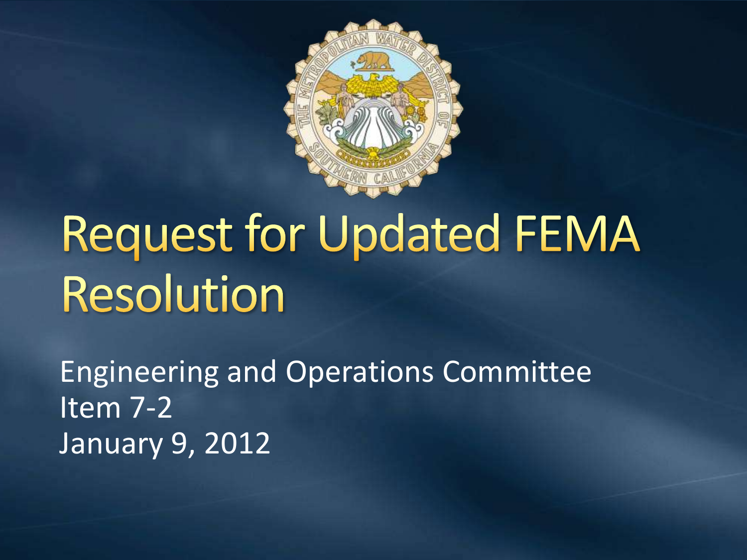# Request for Updated FEMA Resolution

Engineering and Operations Committee
Item 7-2
January 9, 2012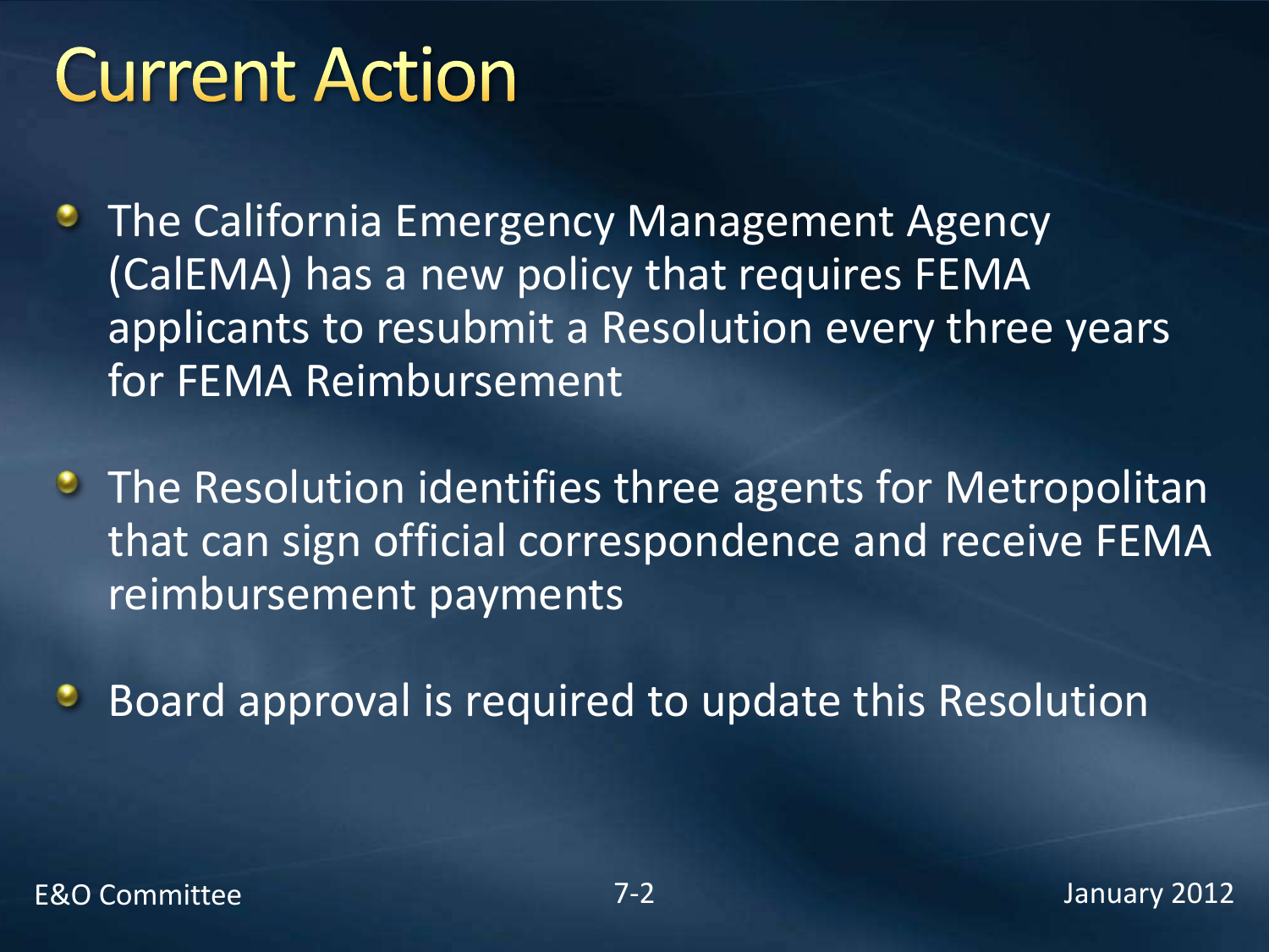# Current Action

- The California Emergency Management Agency (CalEMA) has a new policy that requires FEMA applicants to resubmit a Resolution every three years for FEMA Reimbursement
- The Resolution identifies three agents for Metropolitan that can sign official correspondence and receive FEMA reimbursement payments
- Board approval is required to update this Resolution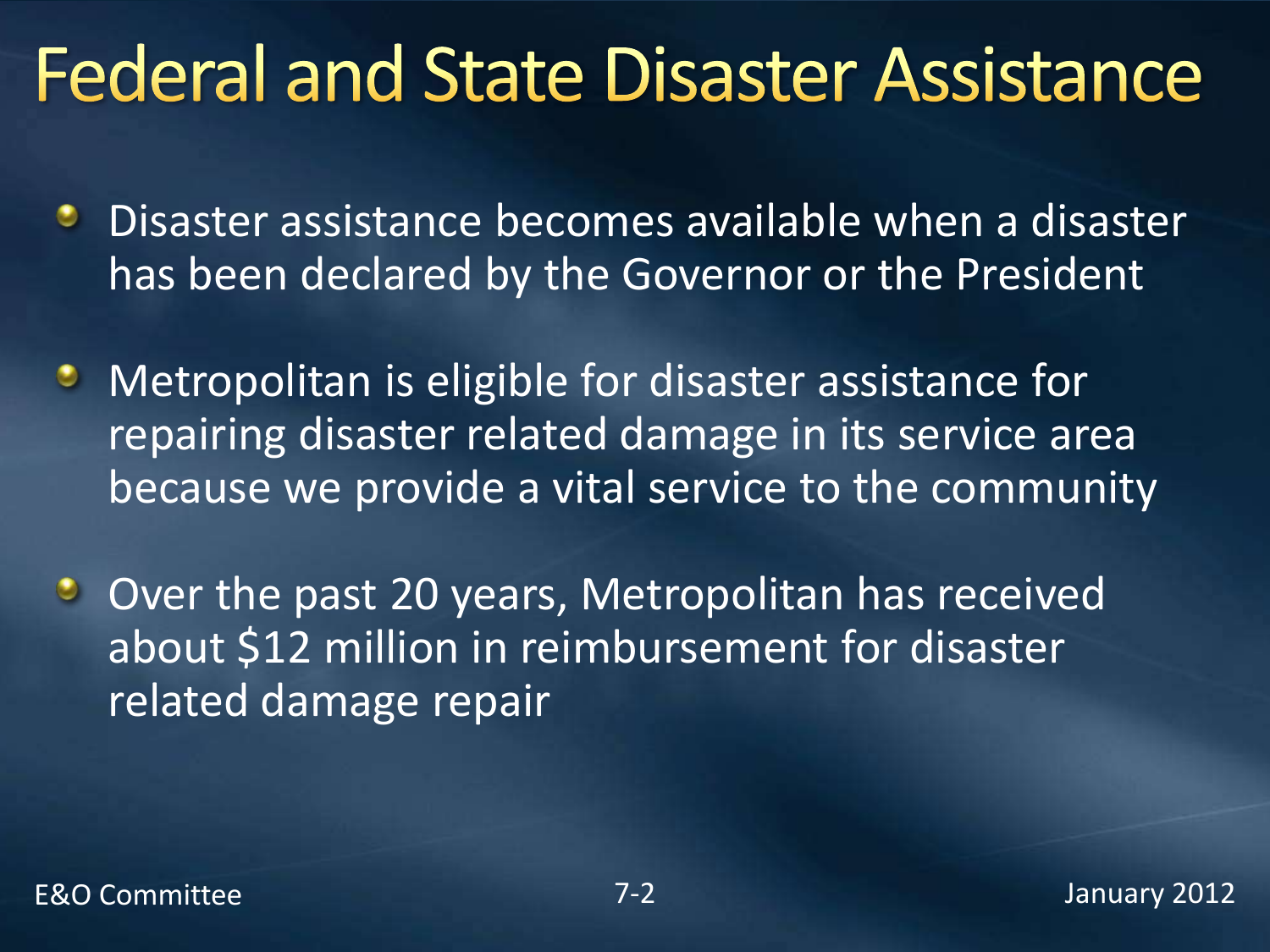# Federal and State Disaster Assistance

- Disaster assistance becomes available when a disaster has been declared by the Governor or the President
- Metropolitan is eligible for disaster assistance for repairing disaster related damage in its service area because we provide a vital service to the community
- Over the past 20 years, Metropolitan has received about $12 million in reimbursement for disaster related damage repair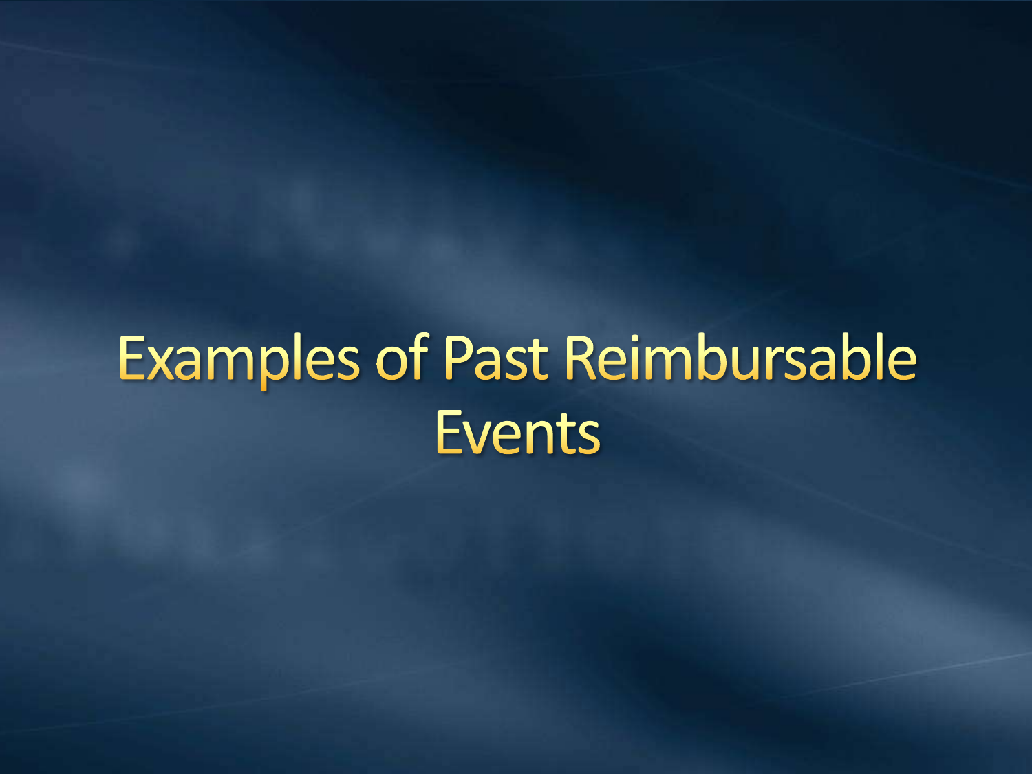# Examples of Past Reimbursable Events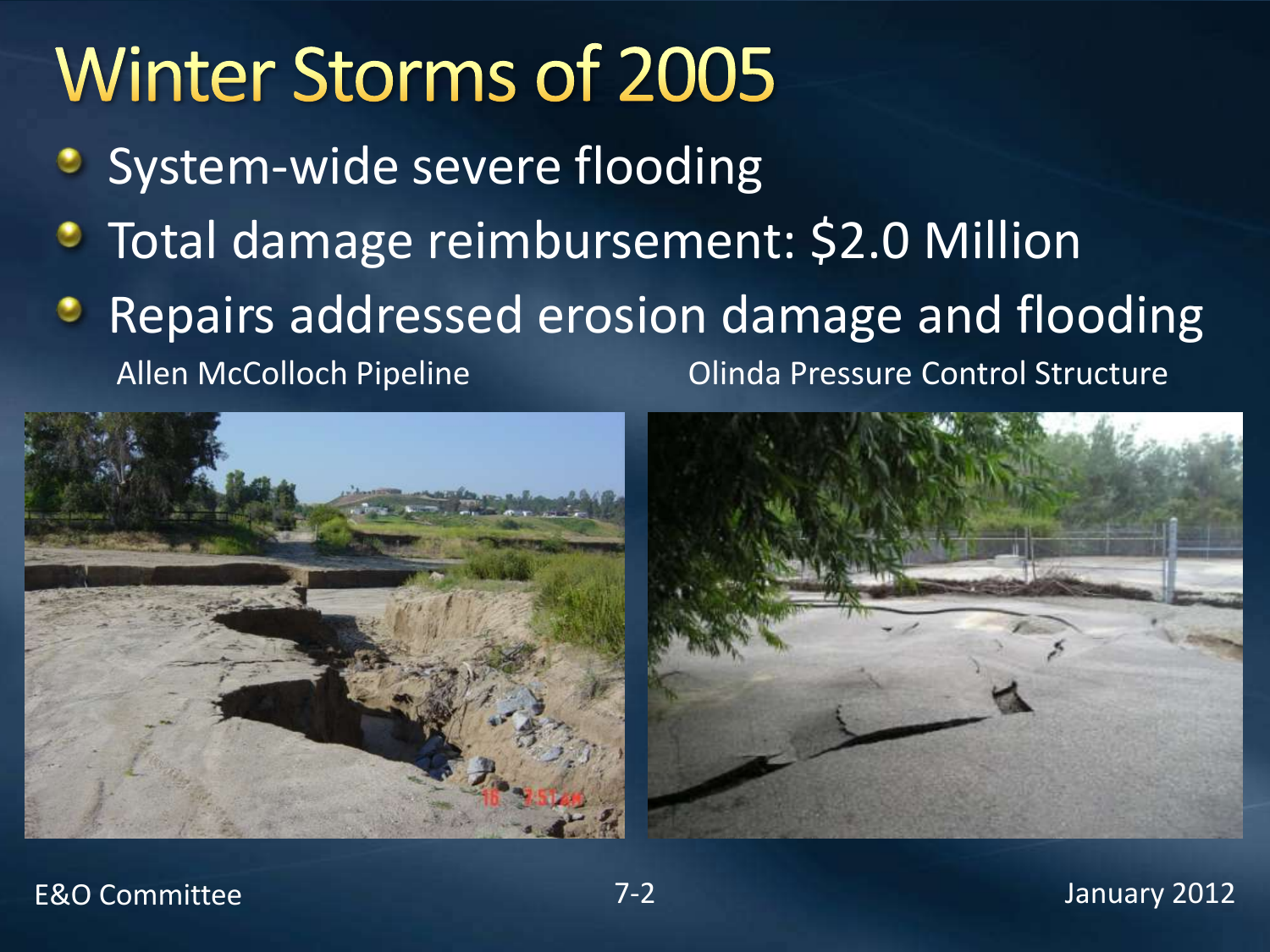# Winter Storms of 2005

- System-wide severe flooding
- Total damage reimbursement: $2.0 Million
- Repairs addressed erosion damage and flooding

Allen McColloch Pipeline

Olinda Pressure Control Structure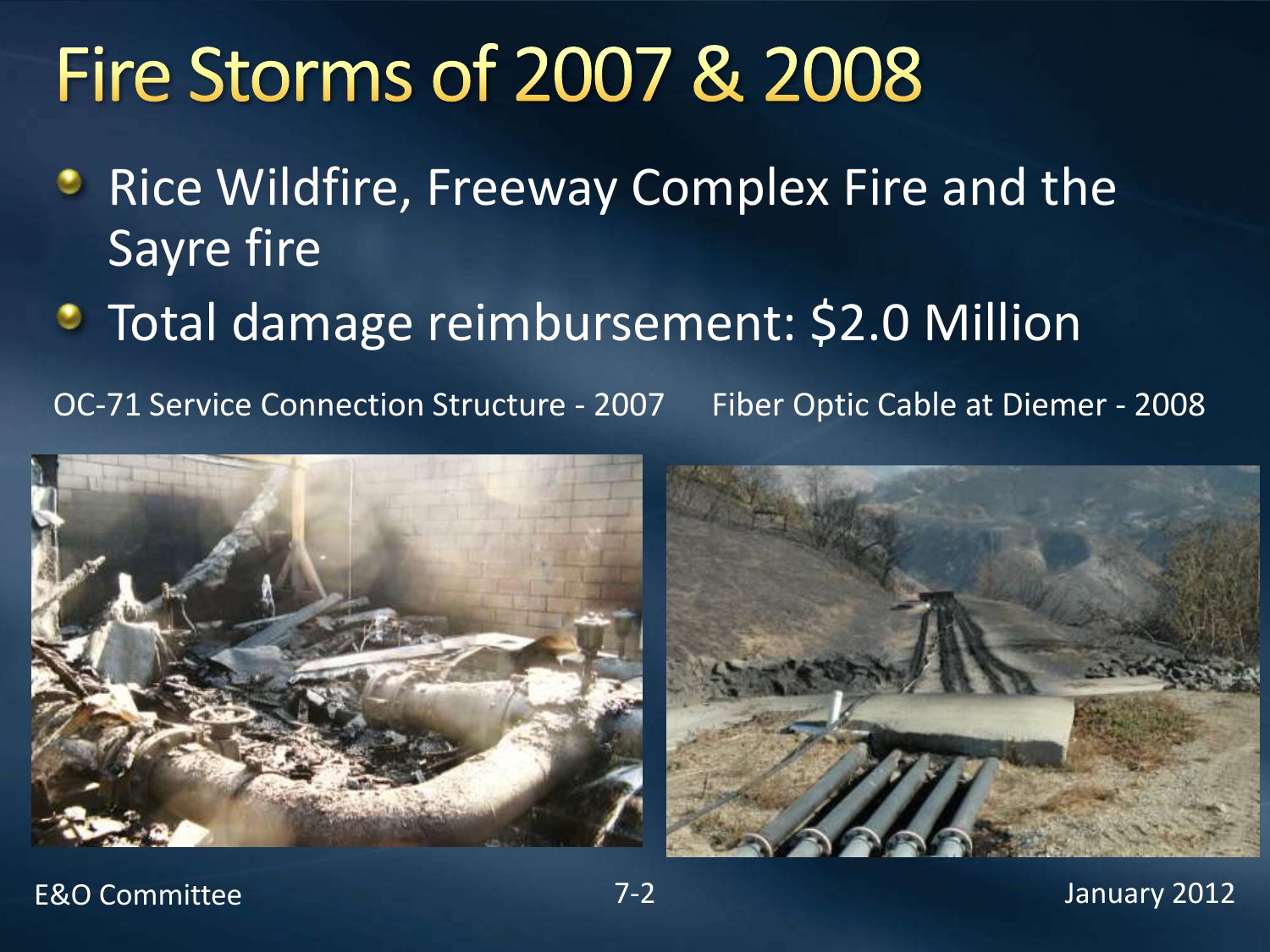# Fire Storms of 2007 & 2008

- Rice Wildfire, Freeway Complex Fire and the Sayre fire
- Total damage reimbursement: $2.0 Million

OC-71 Service Connection Structure - 2007

Fiber Optic Cable at Diemer - 2008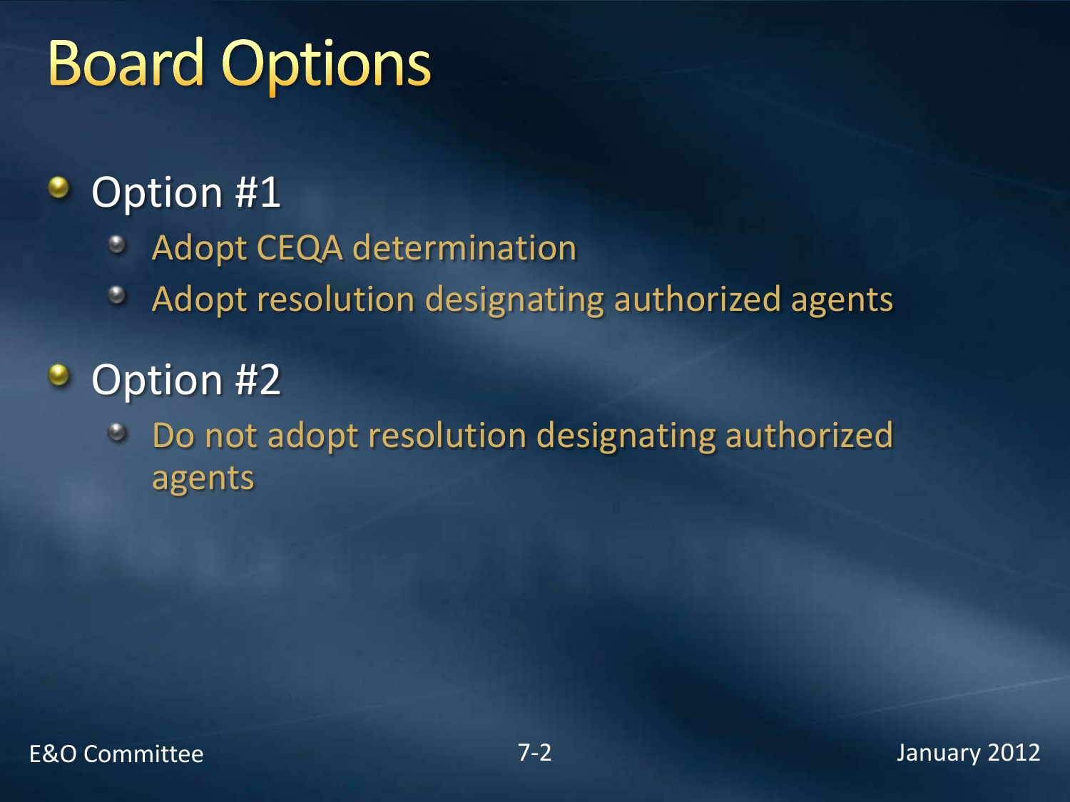# Board Options

- Option #1
  - Adopt CEQA determination
  - Adopt resolution designating authorized agents
- Option #2
  - Do not adopt resolution designating authorized agents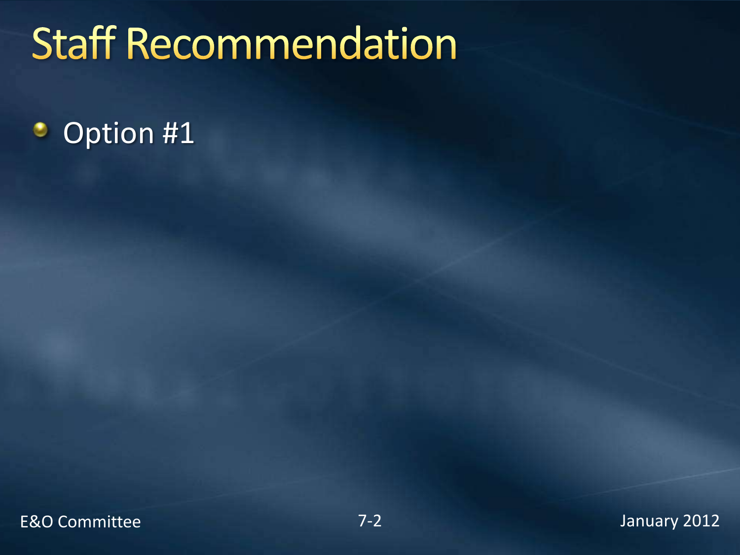# Staff Recommendation

- Option #1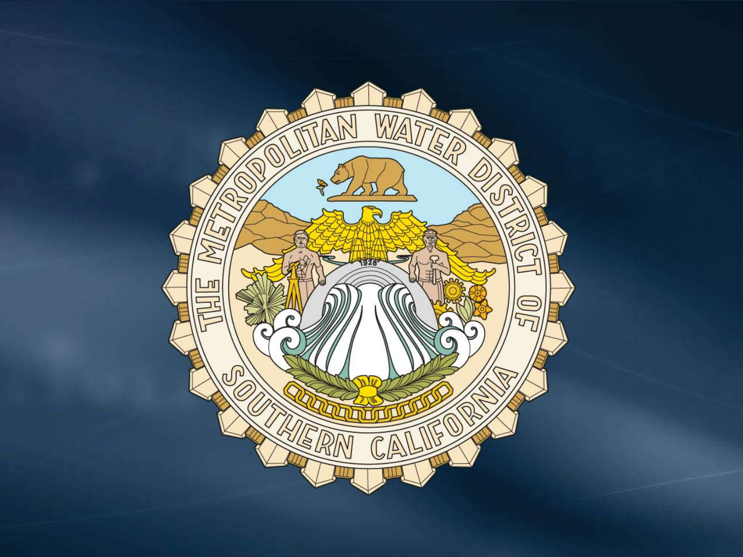THE METROPOLITAN WATER DISTRICT OF SOUTHERN CALIFORNIA

1928